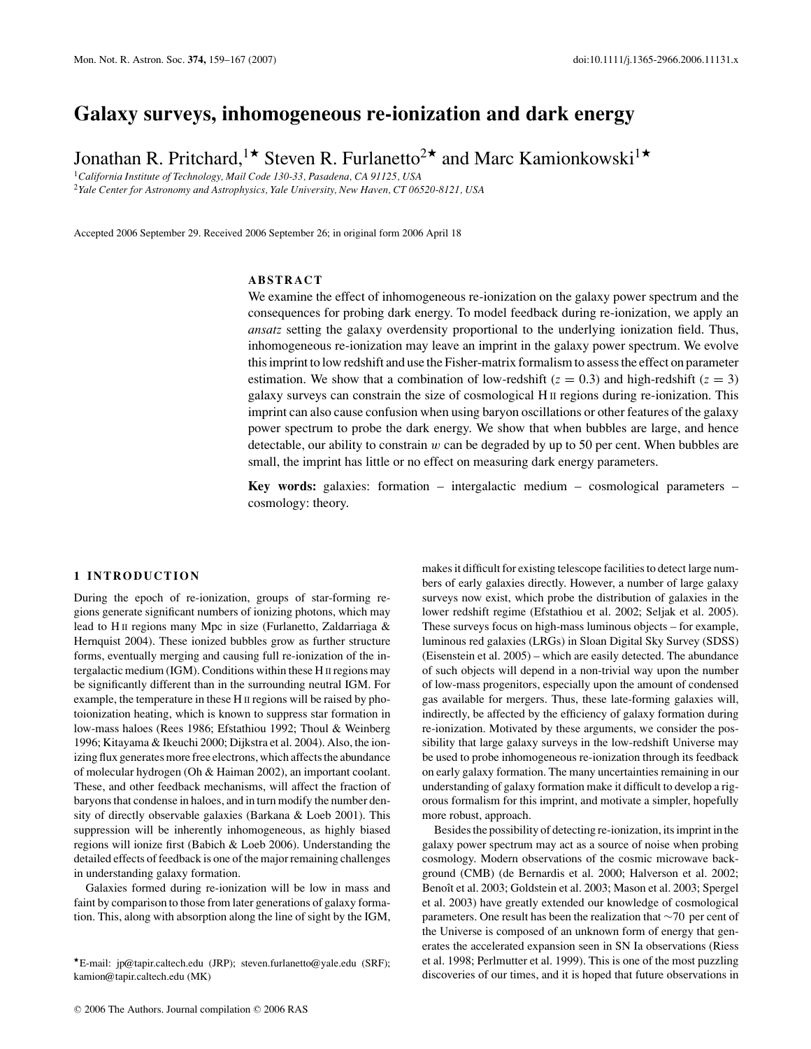# Galaxy surveys, inhomogeneous re-ionization and dark energy

Jonathan R. Pritchard,[1★] Steven R. Furlanetto[2★] and Marc Kamionkowski[1★]

[1] *California Institute of Technology, Mail Code 130-33, Pasadena, CA 91125, USA*
[2] *Yale Center for Astronomy and Astrophysics, Yale University, New Haven, CT 06520-8121, USA*

Accepted 2006 September 29. Received 2006 September 26; in original form 2006 April 18

## ABSTRACT

We examine the effect of inhomogeneous re-ionization on the galaxy power spectrum and the consequences for probing dark energy. To model feedback during re-ionization, we apply an *ansatz* setting the galaxy overdensity proportional to the underlying ionization field. Thus, inhomogeneous re-ionization may leave an imprint in the galaxy power spectrum. We evolve this imprint to low redshift and use the Fisher-matrix formalism to assess the effect on parameter estimation. We show that a combination of low-redshift ($z = 0.3$) and high-redshift ($z = 3$) galaxy surveys can constrain the size of cosmological H II regions during re-ionization. This imprint can also cause confusion when using baryon oscillations or other features of the galaxy power spectrum to probe the dark energy. We show that when bubbles are large, and hence detectable, our ability to constrain $w$ can be degraded by up to 50 per cent. When bubbles are small, the imprint has little or no effect on measuring dark energy parameters.

**Key words:** galaxies: formation – intergalactic medium – cosmological parameters – cosmology: theory.

## 1 INTRODUCTION

During the epoch of re-ionization, groups of star-forming regions generate significant numbers of ionizing photons, which may lead to H II regions many Mpc in size (Furlanetto, Zaldarriaga & Hernquist 2004). These ionized bubbles grow as further structure forms, eventually merging and causing full re-ionization of the intergalactic medium (IGM). Conditions within these H II regions may be significantly different than in the surrounding neutral IGM. For example, the temperature in these H II regions will be raised by photoionization heating, which is known to suppress star formation in low-mass haloes (Rees 1986; Efstathiou 1992; Thoul & Weinberg 1996; Kitayama & Ikeuchi 2000; Dijkstra et al. 2004). Also, the ionizing flux generates more free electrons, which affects the abundance of molecular hydrogen (Oh & Haiman 2002), an important coolant. These, and other feedback mechanisms, will affect the fraction of baryons that condense in haloes, and in turn modify the number density of directly observable galaxies (Barkana & Loeb 2001). This suppression will be inherently inhomogeneous, as highly biased regions will ionize first (Babich & Loeb 2006). Understanding the detailed effects of feedback is one of the major remaining challenges in understanding galaxy formation.

Galaxies formed during re-ionization will be low in mass and faint by comparison to those from later generations of galaxy formation. This, along with absorption along the line of sight by the IGM, makes it difficult for existing telescope facilities to detect large numbers of early galaxies directly. However, a number of large galaxy surveys now exist, which probe the distribution of galaxies in the lower redshift regime (Efstathiou et al. 2002; Seljak et al. 2005). These surveys focus on high-mass luminous objects – for example, luminous red galaxies (LRGs) in Sloan Digital Sky Survey (SDSS) (Eisenstein et al. 2005) – which are easily detected. The abundance of such objects will depend in a non-trivial way upon the number of low-mass progenitors, especially upon the amount of condensed gas available for mergers. Thus, these late-forming galaxies will, indirectly, be affected by the efficiency of galaxy formation during re-ionization. Motivated by these arguments, we consider the possibility that large galaxy surveys in the low-redshift Universe may be used to probe inhomogeneous re-ionization through its feedback on early galaxy formation. The many uncertainties remaining in our understanding of galaxy formation make it difficult to develop a rigorous formalism for this imprint, and motivate a simpler, hopefully more robust, approach.

Besides the possibility of detecting re-ionization, its imprint in the galaxy power spectrum may act as a source of noise when probing cosmology. Modern observations of the cosmic microwave background (CMB) (de Bernardis et al. 2000; Halverson et al. 2002; Benoît et al. 2003; Goldstein et al. 2003; Mason et al. 2003; Spergel et al. 2003) have greatly extended our knowledge of cosmological parameters. One result has been the realization that ~70 per cent of the Universe is composed of an unknown form of energy that generates the accelerated expansion seen in SN Ia observations (Riess et al. 1998; Perlmutter et al. 1999). This is one of the most puzzling discoveries of our times, and it is hoped that future observations in

★E-mail: jp@tapir.caltech.edu (JRP); steven.furlanetto@yale.edu (SRF); kamion@tapir.caltech.edu (MK)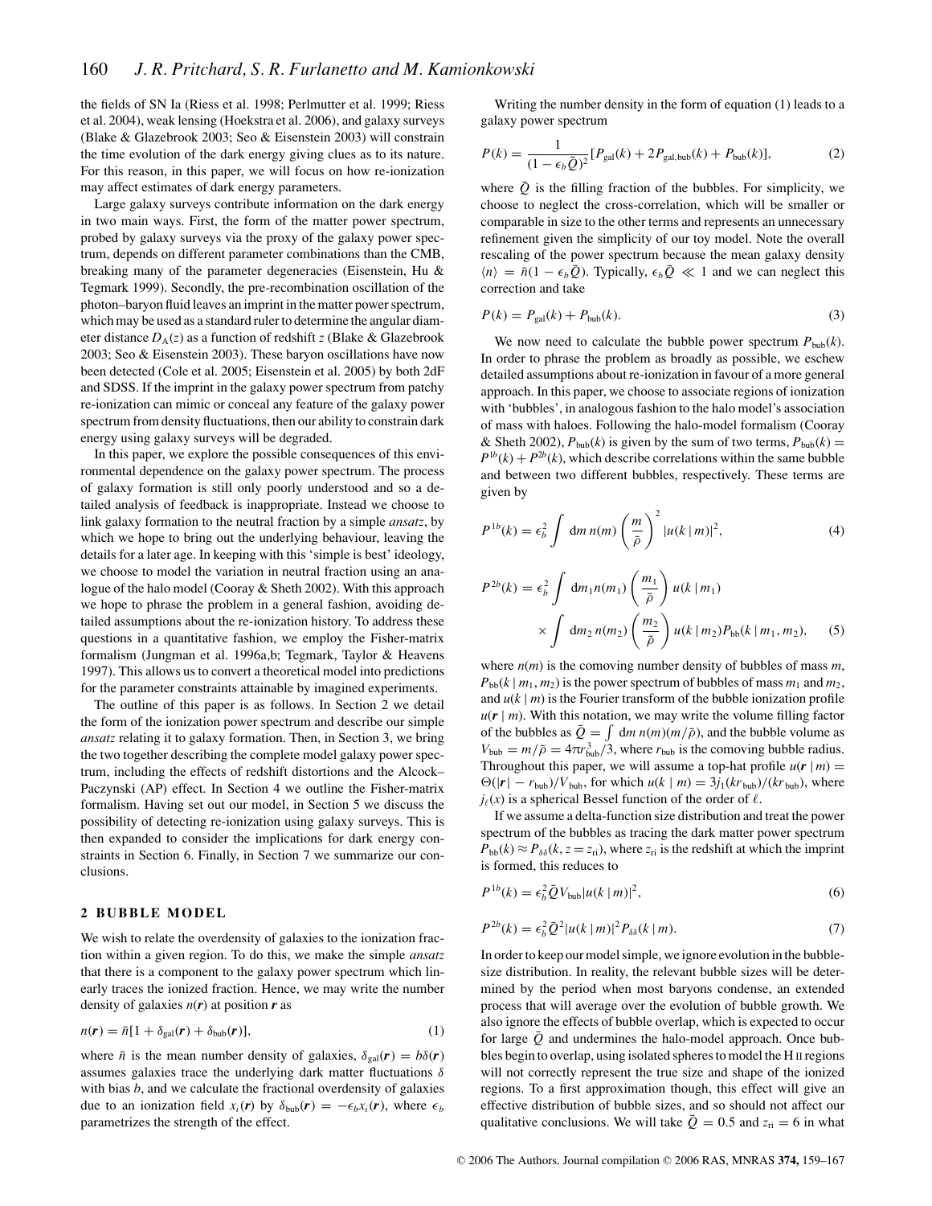the fields of SN Ia (Riess et al. 1998; Perlmutter et al. 1999; Riess et al. 2004), weak lensing (Hoekstra et al. 2006), and galaxy surveys (Blake & Glazebrook 2003; Seo & Eisenstein 2003) will constrain the time evolution of the dark energy giving clues as to its nature. For this reason, in this paper, we will focus on how re-ionization may affect estimates of dark energy parameters.

Large galaxy surveys contribute information on the dark energy in two main ways. First, the form of the matter power spectrum, probed by galaxy surveys via the proxy of the galaxy power spectrum, depends on different parameter combinations than the CMB, breaking many of the parameter degeneracies (Eisenstein, Hu & Tegmark 1999). Secondly, the pre-recombination oscillation of the photon–baryon fluid leaves an imprint in the matter power spectrum, which may be used as a standard ruler to determine the angular diameter distance $D_A(z)$ as a function of redshift $z$ (Blake & Glazebrook 2003; Seo & Eisenstein 2003). These baryon oscillations have now been detected (Cole et al. 2005; Eisenstein et al. 2005) by both 2dF and SDSS. If the imprint in the galaxy power spectrum from patchy re-ionization can mimic or conceal any feature of the galaxy power spectrum from density fluctuations, then our ability to constrain dark energy using galaxy surveys will be degraded.

In this paper, we explore the possible consequences of this environmental dependence on the galaxy power spectrum. The process of galaxy formation is still only poorly understood and so a detailed analysis of feedback is inappropriate. Instead we choose to link galaxy formation to the neutral fraction by a simple *ansatz*, by which we hope to bring out the underlying behaviour, leaving the details for a later age. In keeping with this 'simple is best' ideology, we choose to model the variation in neutral fraction using an analogue of the halo model (Cooray & Sheth 2002). With this approach we hope to phrase the problem in a general fashion, avoiding detailed assumptions about the re-ionization history. To address these questions in a quantitative fashion, we employ the Fisher-matrix formalism (Jungman et al. 1996a,b; Tegmark, Taylor & Heavens 1997). This allows us to convert a theoretical model into predictions for the parameter constraints attainable by imagined experiments.

The outline of this paper is as follows. In Section 2 we detail the form of the ionization power spectrum and describe our simple *ansatz* relating it to galaxy formation. Then, in Section 3, we bring the two together describing the complete model galaxy power spectrum, including the effects of redshift distortions and the Alcock–Paczynski (AP) effect. In Section 4 we outline the Fisher-matrix formalism. Having set out our model, in Section 5 we discuss the possibility of detecting re-ionization using galaxy surveys. This is then expanded to consider the implications for dark energy constraints in Section 6. Finally, in Section 7 we summarize our conclusions.

## 2 BUBBLE MODEL

We wish to relate the overdensity of galaxies to the ionization fraction within a given region. To do this, we make the simple *ansatz* that there is a component to the galaxy power spectrum which linearly traces the ionized fraction. Hence, we may write the number density of galaxies $n(\boldsymbol{r})$ at position $\boldsymbol{r}$ as

$$n(\boldsymbol{r}) = \bar{n}[1 + \delta_{\rm gal}(\boldsymbol{r}) + \delta_{\rm bub}(\boldsymbol{r})], \tag{1}$$

where $\bar{n}$ is the mean number density of galaxies, $\delta_{\rm gal}(\boldsymbol{r}) = b\delta(\boldsymbol{r})$ assumes galaxies trace the underlying dark matter fluctuations $\delta$ with bias $b$, and we calculate the fractional overdensity of galaxies due to an ionization field $x_i(\boldsymbol{r})$ by $\delta_{\rm bub}(\boldsymbol{r}) = -\epsilon_b x_i(\boldsymbol{r})$, where $\epsilon_b$ parametrizes the strength of the effect.

Writing the number density in the form of equation (1) leads to a galaxy power spectrum

$$P(k) = \frac{1}{(1-\epsilon_b\bar{Q})^2}[P_{\rm gal}(k) + 2P_{\rm gal,bub}(k) + P_{\rm bub}(k)], \tag{2}$$

where $\bar{Q}$ is the filling fraction of the bubbles. For simplicity, we choose to neglect the cross-correlation, which will be smaller or comparable in size to the other terms and represents an unnecessary refinement given the simplicity of our toy model. Note the overall rescaling of the power spectrum because the mean galaxy density $\langle n \rangle = \bar{n}(1 - \epsilon_b\bar{Q})$. Typically, $\epsilon_b\bar{Q} \ll 1$ and we can neglect this correction and take

$$P(k) = P_{\rm gal}(k) + P_{\rm bub}(k). \tag{3}$$

We now need to calculate the bubble power spectrum $P_{\rm bub}(k)$. In order to phrase the problem as broadly as possible, we eschew detailed assumptions about re-ionization in favour of a more general approach. In this paper, we choose to associate regions of ionization with 'bubbles', in analogous fashion to the halo model's association of mass with haloes. Following the halo-model formalism (Cooray & Sheth 2002), $P_{\rm bub}(k)$ is given by the sum of two terms, $P_{\rm bub}(k) = P^{1b}(k) + P^{2b}(k)$, which describe correlations within the same bubble and between two different bubbles, respectively. These terms are given by

$$P^{1b}(k) = \epsilon_b^2 \int {\rm d}m\, n(m) \left(\frac{m}{\bar{\rho}}\right)^2 |u(k\,|\,m)|^2, \tag{4}$$

$$P^{2b}(k) = \epsilon_b^2 \int {\rm d}m_1 n(m_1) \left(\frac{m_1}{\bar{\rho}}\right) u(k\,|\,m_1) \times \int {\rm d}m_2\, n(m_2) \left(\frac{m_2}{\bar{\rho}}\right) u(k\,|\,m_2) P_{\rm bb}(k\,|\,m_1, m_2), \tag{5}$$

where $n(m)$ is the comoving number density of bubbles of mass $m$, $P_{\rm bb}(k\,|\,m_1, m_2)$ is the power spectrum of bubbles of mass $m_1$ and $m_2$, and $u(k\,|\,m)$ is the Fourier transform of the bubble ionization profile $u(\boldsymbol{r}\,|\,m)$. With this notation, we may write the volume filling factor of the bubbles as $\bar{Q} = \int {\rm d}m\, n(m)(m/\bar{\rho})$, and the bubble volume as $V_{\rm bub} = m/\bar{\rho} = 4\pi r_{\rm bub}^3/3$, where $r_{\rm bub}$ is the comoving bubble radius. Throughout this paper, we will assume a top-hat profile $u(\boldsymbol{r}\,|\,m) = \Theta(|\boldsymbol{r}| - r_{\rm bub})/V_{\rm bub}$, for which $u(k\,|\,m) = 3j_1(kr_{\rm bub})/(kr_{\rm bub})$, where $j_\ell(x)$ is a spherical Bessel function of the order of $\ell$.

If we assume a delta-function size distribution and treat the power spectrum of the bubbles as tracing the dark matter power spectrum $P_{\rm bb}(k) \approx P_{\delta\delta}(k, z = z_{\rm ri})$, where $z_{\rm ri}$ is the redshift at which the imprint is formed, this reduces to

$$P^{1b}(k) = \epsilon_b^2 \bar{Q} V_{\rm bub} |u(k\,|\,m)|^2, \tag{6}$$

$$P^{2b}(k) = \epsilon_b^2 \bar{Q}^2 |u(k\,|\,m)|^2 P_{\delta\delta}(k\,|\,m). \tag{7}$$

In order to keep our model simple, we ignore evolution in the bubble-size distribution. In reality, the relevant bubble sizes will be determined by the period when most baryons condense, an extended process that will average over the evolution of bubble growth. We also ignore the effects of bubble overlap, which is expected to occur for large $\bar{Q}$ and undermines the halo-model approach. Once bubbles begin to overlap, using isolated spheres to model the H II regions will not correctly represent the true size and shape of the ionized regions. To a first approximation though, this effect will give an effective distribution of bubble sizes, and so should not affect our qualitative conclusions. We will take $\bar{Q} = 0.5$ and $z_{\rm ri} = 6$ in what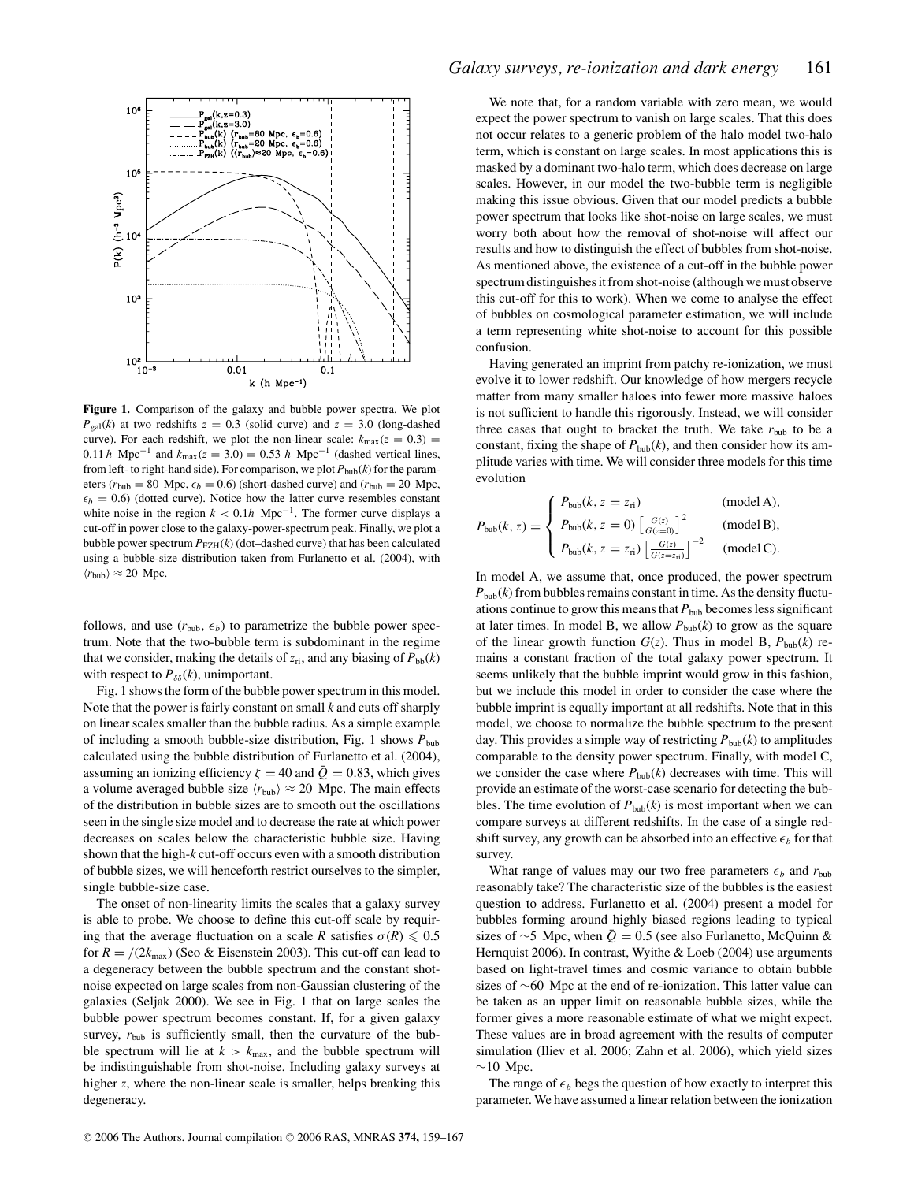$10^6$

$10^5$

$10^4$

$10^3$

$10^2$

$10^{-3}$

0.01

0.1

k (h Mpc$^{-1}$)

P(k) (h$^{-3}$ Mpc$^3$)

$P_{gal}$(k,z=0.3)

$P_{gal}$(k,z=3.0)

$P_{bub}$(k) ($r_{bub}$=80 Mpc, $\epsilon_b$=0.6)

$P_{bub}$(k) ($r_{bub}$=20 Mpc, $\epsilon_b$=0.6)

$P_{FZH}$(k) (⟨$r_{bub}$⟩≈20 Mpc, $\epsilon_b$=0.6)

**Figure 1.** Comparison of the galaxy and bubble power spectra. We plot $P_{\rm gal}(k)$ at two redshifts $z = 0.3$ (solid curve) and $z = 3.0$ (long-dashed curve). For each redshift, we plot the non-linear scale: $k_{\rm max}(z = 0.3) = 0.11\,h$ Mpc$^{-1}$ and $k_{\rm max}(z = 3.0) = 0.53\,h$ Mpc$^{-1}$ (dashed vertical lines, from left- to right-hand side). For comparison, we plot $P_{\rm bub}(k)$ for the parameters ($r_{\rm bub} = 80$ Mpc, $\epsilon_b = 0.6$) (short-dashed curve) and ($r_{\rm bub} = 20$ Mpc, $\epsilon_b = 0.6$) (dotted curve). Notice how the latter curve resembles constant white noise in the region $k < 0.1h$ Mpc$^{-1}$. The former curve displays a cut-off in power close to the galaxy-power-spectrum peak. Finally, we plot a bubble power spectrum $P_{\rm FZH}(k)$ (dot–dashed curve) that has been calculated using a bubble-size distribution taken from Furlanetto et al. (2004), with $\langle r_{\rm bub}\rangle \approx 20$ Mpc.

follows, and use ($r_{\rm bub}$, $\epsilon_b$) to parametrize the bubble power spectrum. Note that the two-bubble term is subdominant in the regime that we consider, making the details of $z_{\rm ri}$, and any biasing of $P_{\rm bb}(k)$ with respect to $P_{\delta\delta}(k)$, unimportant.

Fig. 1 shows the form of the bubble power spectrum in this model. Note that the power is fairly constant on small $k$ and cuts off sharply on linear scales smaller than the bubble radius. As a simple example of including a smooth bubble-size distribution, Fig. 1 shows $P_{\rm bub}$ calculated using the bubble distribution of Furlanetto et al. (2004), assuming an ionizing efficiency $\zeta = 40$ and $\bar{Q} = 0.83$, which gives a volume averaged bubble size $\langle r_{\rm bub}\rangle \approx 20$ Mpc. The main effects of the distribution in bubble sizes are to smooth out the oscillations seen in the single size model and to decrease the rate at which power decreases on scales below the characteristic bubble size. Having shown that the high-$k$ cut-off occurs even with a smooth distribution of bubble sizes, we will henceforth restrict ourselves to the simpler, single bubble-size case.

The onset of non-linearity limits the scales that a galaxy survey is able to probe. We choose to define this cut-off scale by requiring that the average fluctuation on a scale $R$ satisfies $\sigma(R) \leqslant 0.5$ for $R = /(2k_{\rm max})$ (Seo & Eisenstein 2003). This cut-off can lead to a degeneracy between the bubble spectrum and the constant shot-noise expected on large scales from non-Gaussian clustering of the galaxies (Seljak 2000). We see in Fig. 1 that on large scales the bubble power spectrum becomes constant. If, for a given galaxy survey, $r_{\rm bub}$ is sufficiently small, then the curvature of the bubble spectrum will lie at $k > k_{\rm max}$, and the bubble spectrum will be indistinguishable from shot-noise. Including galaxy surveys at higher $z$, where the non-linear scale is smaller, helps breaking this degeneracy.

We note that, for a random variable with zero mean, we would expect the power spectrum to vanish on large scales. That this does not occur relates to a generic problem of the halo model two-halo term, which is constant on large scales. In most applications this is masked by a dominant two-halo term, which does decrease on large scales. However, in our model the two-bubble term is negligible making this issue obvious. Given that our model predicts a bubble power spectrum that looks like shot-noise on large scales, we must worry both about how the removal of shot-noise will affect our results and how to distinguish the effect of bubbles from shot-noise. As mentioned above, the existence of a cut-off in the bubble power spectrum distinguishes it from shot-noise (although we must observe this cut-off for this to work). When we come to analyse the effect of bubbles on cosmological parameter estimation, we will include a term representing white shot-noise to account for this possible confusion.

Having generated an imprint from patchy re-ionization, we must evolve it to lower redshift. Our knowledge of how mergers recycle matter from many smaller haloes into fewer more massive haloes is not sufficient to handle this rigorously. Instead, we will consider three cases that ought to bracket the truth. We take $r_{\rm bub}$ to be a constant, fixing the shape of $P_{\rm bub}(k)$, and then consider how its amplitude varies with time. We will consider three models for this time evolution

$$
P_{\rm bub}(k,z) = \begin{cases} P_{\rm bub}(k, z = z_{\rm ri}) & \text{(model A)},\\ P_{\rm bub}(k, z = 0)\left[\frac{G(z)}{G(z=0)}\right]^2 & \text{(model B)},\\ P_{\rm bub}(k, z = z_{\rm ri})\left[\frac{G(z)}{G(z=z_{\rm ri})}\right]^{-2} & \text{(model C)}. \end{cases}
$$

In model A, we assume that, once produced, the power spectrum $P_{\rm bub}(k)$ from bubbles remains constant in time. As the density fluctuations continue to grow this means that $P_{\rm bub}$ becomes less significant at later times. In model B, we allow $P_{\rm bub}(k)$ to grow as the square of the linear growth function $G(z)$. Thus in model B, $P_{\rm bub}(k)$ remains a constant fraction of the total galaxy power spectrum. It seems unlikely that the bubble imprint would grow in this fashion, but we include this model in order to consider the case where the bubble imprint is equally important at all redshifts. Note that in this model, we choose to normalize the bubble spectrum to the present day. This provides a simple way of restricting $P_{\rm bub}(k)$ to amplitudes comparable to the density power spectrum. Finally, with model C, we consider the case where $P_{\rm bub}(k)$ decreases with time. This will provide an estimate of the worst-case scenario for detecting the bubbles. The time evolution of $P_{\rm bub}(k)$ is most important when we can compare surveys at different redshifts. In the case of a single redshift survey, any growth can be absorbed into an effective $\epsilon_b$ for that survey.

What range of values may our two free parameters $\epsilon_b$ and $r_{\rm bub}$ reasonably take? The characteristic size of the bubbles is the easiest question to address. Furlanetto et al. (2004) present a model for bubbles forming around highly biased regions leading to typical sizes of ~5 Mpc, when $\bar{Q} = 0.5$ (see also Furlanetto, McQuinn & Hernquist 2006). In contrast, Wyithe & Loeb (2004) use arguments based on light-travel times and cosmic variance to obtain bubble sizes of ~60 Mpc at the end of re-ionization. This latter value can be taken as an upper limit on reasonable bubble sizes, while the former gives a more reasonable estimate of what we might expect. These values are in broad agreement with the results of computer simulation (Iliev et al. 2006; Zahn et al. 2006), which yield sizes ~10 Mpc.

The range of $\epsilon_b$ begs the question of how exactly to interpret this parameter. We have assumed a linear relation between the ionization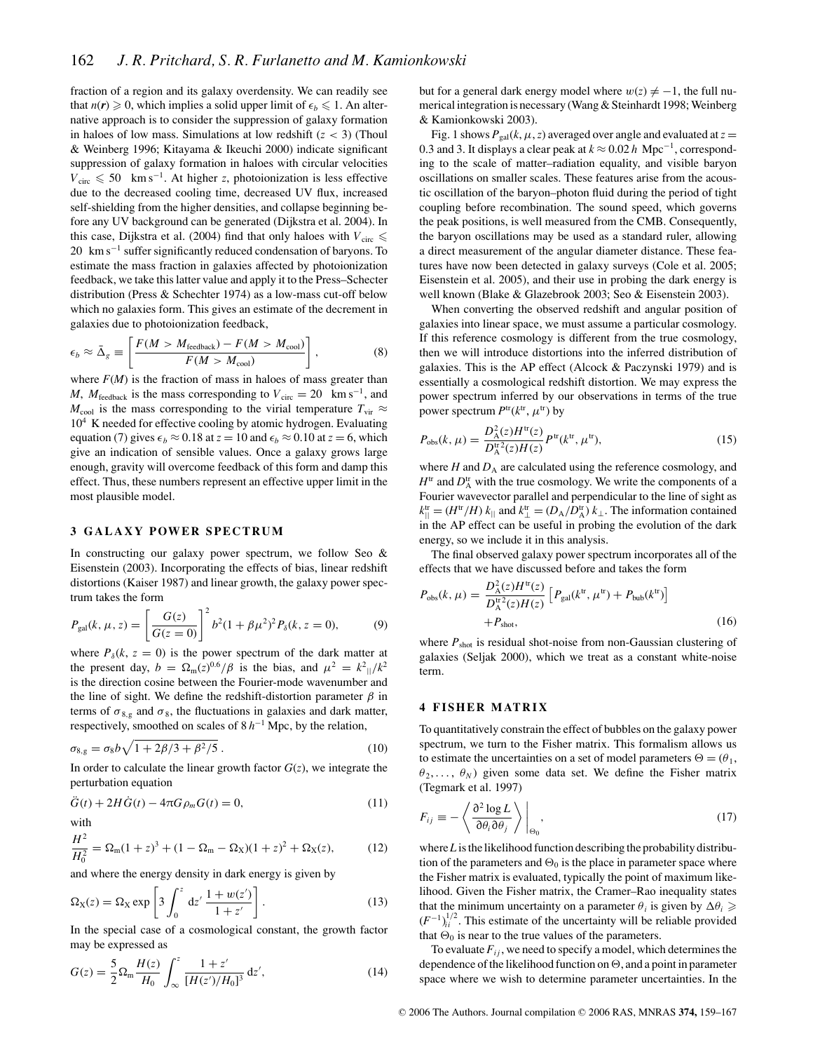fraction of a region and its galaxy overdensity. We can readily see that $n(\boldsymbol{r}) \geqslant 0$, which implies a solid upper limit of $\epsilon_b \leqslant 1$. An alternative approach is to consider the suppression of galaxy formation in haloes of low mass. Simulations at low redshift ($z < 3$) (Thoul & Weinberg 1996; Kitayama & Ikeuchi 2000) indicate significant suppression of galaxy formation in haloes with circular velocities $V_{\rm circ} \leqslant 50\ \ {\rm km\,s^{-1}}$. At higher $z$, photoionization is less effective due to the decreased cooling time, decreased UV flux, increased self-shielding from the higher densities, and collapse beginning before any UV background can be generated (Dijkstra et al. 2004). In this case, Dijkstra et al. (2004) find that only haloes with $V_{\rm circ} \leqslant 20\ \ {\rm km\,s^{-1}}$ suffer significantly reduced condensation of baryons. To estimate the mass fraction in galaxies affected by photoionization feedback, we take this latter value and apply it to the Press–Schecter distribution (Press & Schechter 1974) as a low-mass cut-off below which no galaxies form. This gives an estimate of the decrement in galaxies due to photoionization feedback,

$$\epsilon_b \approx \bar{\Delta}_g \equiv \left[\frac{F(M > M_{\rm feedback}) - F(M > M_{\rm cool})}{F(M > M_{\rm cool})}\right], \tag{8}$$

where $F(M)$ is the fraction of mass in haloes of mass greater than $M$, $M_{\rm feedback}$ is the mass corresponding to $V_{\rm circ} = 20\ \ {\rm km\,s^{-1}}$, and $M_{\rm cool}$ is the mass corresponding to the virial temperature $T_{\rm vir} \approx 10^4$ K needed for effective cooling by atomic hydrogen. Evaluating equation (7) gives $\epsilon_b \approx 0.18$ at $z = 10$ and $\epsilon_b \approx 0.10$ at $z = 6$, which give an indication of sensible values. Once a galaxy grows large enough, gravity will overcome feedback of this form and damp this effect. Thus, these numbers represent an effective upper limit in the most plausible model.

## 3 GALAXY POWER SPECTRUM

In constructing our galaxy power spectrum, we follow Seo & Eisenstein (2003). Incorporating the effects of bias, linear redshift distortions (Kaiser 1987) and linear growth, the galaxy power spectrum takes the form

$$P_{\rm gal}(k, \mu, z) = \left[\frac{G(z)}{G(z=0)}\right]^2 b^2(1+\beta\mu^2)^2 P_\delta(k, z=0), \tag{9}$$

where $P_\delta(k, z = 0)$ is the power spectrum of the dark matter at the present day, $b = \Omega_{\rm m}(z)^{0.6}/\beta$ is the bias, and $\mu^2 = k^2_{||}/k^2$ is the direction cosine between the Fourier-mode wavenumber and the line of sight. We define the redshift-distortion parameter $\beta$ in terms of $\sigma_{8,{\rm g}}$ and $\sigma_8$, the fluctuations in galaxies and dark matter, respectively, smoothed on scales of $8\,h^{-1}$ Mpc, by the relation,

$$\sigma_{8,{\rm g}} = \sigma_8 b\sqrt{1 + 2\beta/3 + \beta^2/5}\,. \tag{10}$$

In order to calculate the linear growth factor $G(z)$, we integrate the perturbation equation

$$\ddot{G}(t) + 2H\dot{G}(t) - 4\pi G\rho_m G(t) = 0, \tag{11}$$

with

$$\frac{H^2}{H_0^2} = \Omega_{\rm m}(1+z)^3 + (1 - \Omega_{\rm m} - \Omega_{\rm X})(1+z)^2 + \Omega_{\rm X}(z), \tag{12}$$

and where the energy density in dark energy is given by

$$\Omega_{\rm X}(z) = \Omega_{\rm X} \exp\left[3\int_0^z {\rm d}z'\,\frac{1 + w(z')}{1+z'}\right]. \tag{13}$$

In the special case of a cosmological constant, the growth factor may be expressed as

$$G(z) = \frac{5}{2}\Omega_{\rm m}\frac{H(z)}{H_0}\int_\infty^z \frac{1+z'}{[H(z')/H_0]^3}\,{\rm d}z', \tag{14}$$

but for a general dark energy model where $w(z) \neq -1$, the full numerical integration is necessary (Wang & Steinhardt 1998; Weinberg & Kamionkowski 2003).

Fig. 1 shows $P_{\rm gal}(k, \mu, z)$ averaged over angle and evaluated at $z = 0.3$ and 3. It displays a clear peak at $k \approx 0.02\,h\ {\rm Mpc^{-1}}$, corresponding to the scale of matter–radiation equality, and visible baryon oscillations on smaller scales. These features arise from the acoustic oscillation of the baryon–photon fluid during the period of tight coupling before recombination. The sound speed, which governs the peak positions, is well measured from the CMB. Consequently, the baryon oscillations may be used as a standard ruler, allowing a direct measurement of the angular diameter distance. These features have now been detected in galaxy surveys (Cole et al. 2005; Eisenstein et al. 2005), and their use in probing the dark energy is well known (Blake & Glazebrook 2003; Seo & Eisenstein 2003).

When converting the observed redshift and angular position of galaxies into linear space, we must assume a particular cosmology. If this reference cosmology is different from the true cosmology, then we will introduce distortions into the inferred distribution of galaxies. This is the AP effect (Alcock & Paczynski 1979) and is essentially a cosmological redshift distortion. We may express the power spectrum inferred by our observations in terms of the true power spectrum $P^{\rm tr}(k^{\rm tr}, \mu^{\rm tr})$ by

$$P_{\rm obs}(k, \mu) = \frac{D_{\rm A}^2(z)H^{\rm tr}(z)}{D_{\rm A}^{\rm tr\,2}(z)H(z)}P^{\rm tr}(k^{\rm tr}, \mu^{\rm tr}), \tag{15}$$

where $H$ and $D_{\rm A}$ are calculated using the reference cosmology, and $H^{\rm tr}$ and $D_{\rm A}^{\rm tr}$ with the true cosmology. We write the components of a Fourier wavevector parallel and perpendicular to the line of sight as $k^{\rm tr}_{||} = (H^{\rm tr}/H)\,k_{||}$ and $k^{\rm tr}_{\perp} = (D_{\rm A}/D_{\rm A}^{\rm tr})\,k_{\perp}$. The information contained in the AP effect can be useful in probing the evolution of the dark energy, so we include it in this analysis.

The final observed galaxy power spectrum incorporates all of the effects that we have discussed before and takes the form

$$P_{\rm obs}(k, \mu) = \frac{D_{\rm A}^2(z)H^{\rm tr}(z)}{D_{\rm A}^{\rm tr\,2}(z)H(z)}\left[P_{\rm gal}(k^{\rm tr}, \mu^{\rm tr}) + P_{\rm bub}(k^{\rm tr})\right] + P_{\rm shot}, \tag{16}$$

where $P_{\rm shot}$ is residual shot-noise from non-Gaussian clustering of galaxies (Seljak 2000), which we treat as a constant white-noise term.

## 4 FISHER MATRIX

To quantitatively constrain the effect of bubbles on the galaxy power spectrum, we turn to the Fisher matrix. This formalism allows us to estimate the uncertainties on a set of model parameters $\Theta = (\theta_1, \theta_2, \ldots, \theta_N)$ given some data set. We define the Fisher matrix (Tegmark et al. 1997)

$$F_{ij} \equiv -\left\langle \frac{\partial^2 \log L}{\partial\theta_i\partial\theta_j}\right\rangle\Bigg|_{\Theta_0}, \tag{17}$$

where $L$ is the likelihood function describing the probability distribution of the parameters and $\Theta_0$ is the place in parameter space where the Fisher matrix is evaluated, typically the point of maximum likelihood. Given the Fisher matrix, the Cramer–Rao inequality states that the minimum uncertainty on a parameter $\theta_i$ is given by $\Delta\theta_i \geqslant (F^{-1})^{1/2}_{ii}$. This estimate of the uncertainty will be reliable provided that $\Theta_0$ is near to the true values of the parameters.

To evaluate $F_{ij}$, we need to specify a model, which determines the dependence of the likelihood function on $\Theta$, and a point in parameter space where we wish to determine parameter uncertainties. In the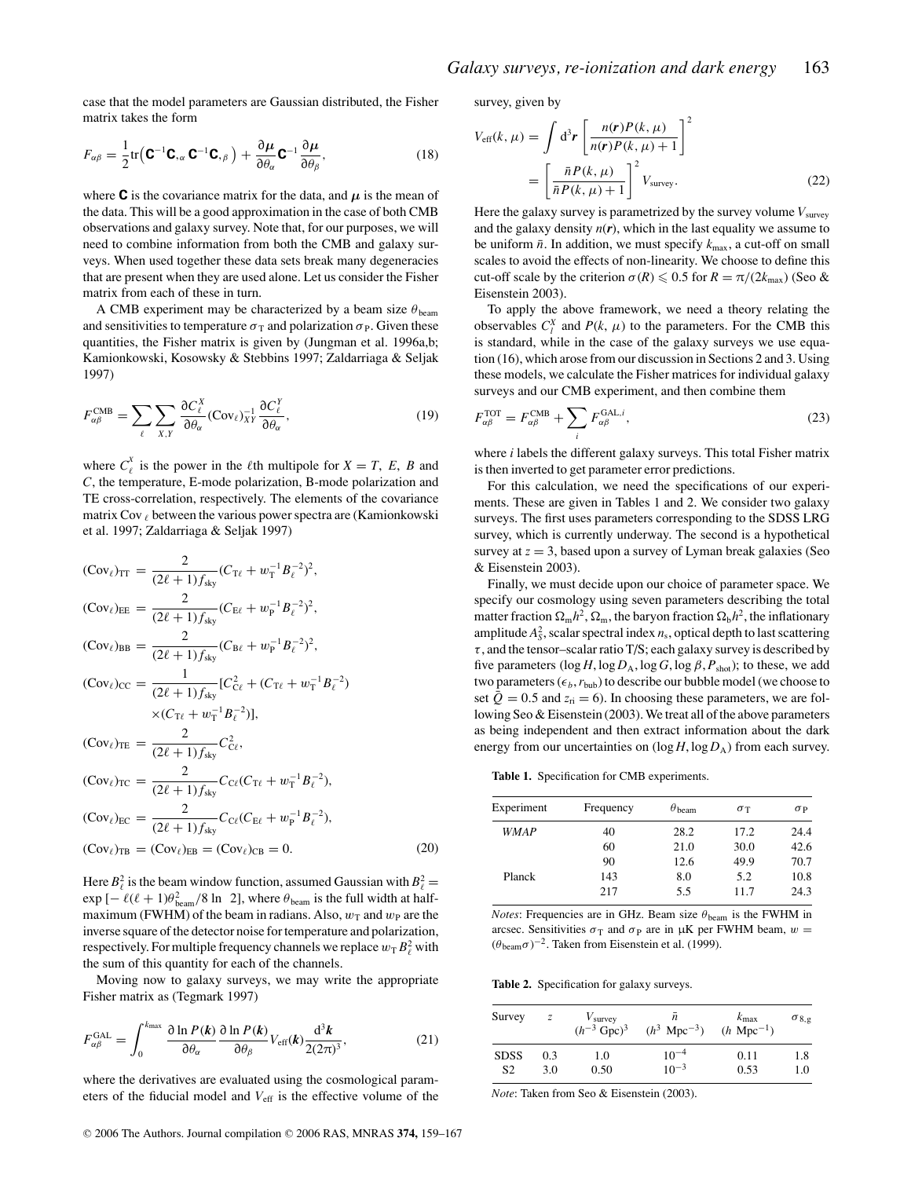case that the model parameters are Gaussian distributed, the Fisher matrix takes the form

$$F_{\alpha\beta} = \frac{1}{2}\mathrm{tr}\left(\mathbf{C}^{-1}\mathbf{C}_{,\alpha}\,\mathbf{C}^{-1}\mathbf{C}_{,\beta}\right) + \frac{\partial\boldsymbol{\mu}}{\partial\theta_\alpha}\mathbf{C}^{-1}\frac{\partial\boldsymbol{\mu}}{\partial\theta_\beta}, \tag{18}$$

where $\mathbf{C}$ is the covariance matrix for the data, and $\boldsymbol{\mu}$ is the mean of the data. This will be a good approximation in the case of both CMB observations and galaxy survey. Note that, for our purposes, we will need to combine information from both the CMB and galaxy surveys. When used together these data sets break many degeneracies that are present when they are used alone. Let us consider the Fisher matrix from each of these in turn.

A CMB experiment may be characterized by a beam size $\theta_{\mathrm{beam}}$ and sensitivities to temperature $\sigma_{\mathrm{T}}$ and polarization $\sigma_{\mathrm{P}}$. Given these quantities, the Fisher matrix is given by (Jungman et al. 1996a,b; Kamionkowski, Kosowsky & Stebbins 1997; Zaldarriaga & Seljak 1997)

$$F^{\mathrm{CMB}}_{\alpha\beta} = \sum_{\ell}\sum_{X,Y}\frac{\partial C^X_\ell}{\partial\theta_\alpha}(\mathrm{Cov}_\ell)^{-1}_{XY}\frac{\partial C^Y_\ell}{\partial\theta_\alpha}, \tag{19}$$

where $C^X_\ell$ is the power in the $\ell$th multipole for $X = T$, $E$, $B$ and $C$, the temperature, E-mode polarization, B-mode polarization and TE cross-correlation, respectively. The elements of the covariance matrix $\mathrm{Cov}_\ell$ between the various power spectra are (Kamionkowski et al. 1997; Zaldarriaga & Seljak 1997)

$$\begin{aligned}
(\mathrm{Cov}_\ell)_{\mathrm{TT}} &= \frac{2}{(2\ell+1)f_{\mathrm{sky}}}(C_{\mathrm{T}\ell} + w_{\mathrm{T}}^{-1}B_\ell^{-2})^2,\\
(\mathrm{Cov}_\ell)_{\mathrm{EE}} &= \frac{2}{(2\ell+1)f_{\mathrm{sky}}}(C_{\mathrm{E}\ell} + w_{\mathrm{P}}^{-1}B_\ell^{-2})^2,\\
(\mathrm{Cov}_\ell)_{\mathrm{BB}} &= \frac{2}{(2\ell+1)f_{\mathrm{sky}}}(C_{\mathrm{B}\ell} + w_{\mathrm{P}}^{-1}B_\ell^{-2})^2,\\
(\mathrm{Cov}_\ell)_{\mathrm{CC}} &= \frac{1}{(2\ell+1)f_{\mathrm{sky}}}[C_{\mathrm{C}\ell}^2 + (C_{\mathrm{T}\ell} + w_{\mathrm{T}}^{-1}B_\ell^{-2})\\
&\quad\times(C_{\mathrm{T}\ell} + w_{\mathrm{T}}^{-1}B_\ell^{-2})],\\
(\mathrm{Cov}_\ell)_{\mathrm{TE}} &= \frac{2}{(2\ell+1)f_{\mathrm{sky}}}C_{\mathrm{C}\ell}^2,\\
(\mathrm{Cov}_\ell)_{\mathrm{TC}} &= \frac{2}{(2\ell+1)f_{\mathrm{sky}}}C_{\mathrm{C}\ell}(C_{\mathrm{T}\ell} + w_{\mathrm{T}}^{-1}B_\ell^{-2}),\\
(\mathrm{Cov}_\ell)_{\mathrm{EC}} &= \frac{2}{(2\ell+1)f_{\mathrm{sky}}}C_{\mathrm{C}\ell}(C_{\mathrm{E}\ell} + w_{\mathrm{P}}^{-1}B_\ell^{-2}),\\
(\mathrm{Cov}_\ell)_{\mathrm{TB}} &= (\mathrm{Cov}_\ell)_{\mathrm{EB}} = (\mathrm{Cov}_\ell)_{\mathrm{CB}} = 0.
\end{aligned} \tag{20}$$

Here $B_\ell^2$ is the beam window function, assumed Gaussian with $B_\ell^2 = \exp\left[-\ell(\ell+1)\theta_{\mathrm{beam}}^2/8\ln\ 2\right]$, where $\theta_{\mathrm{beam}}$ is the full width at half-maximum (FWHM) of the beam in radians. Also, $w_{\mathrm{T}}$ and $w_{\mathrm{P}}$ are the inverse square of the detector noise for temperature and polarization, respectively. For multiple frequency channels we replace $w_{\mathrm{T}}B_\ell^2$ with the sum of this quantity for each of the channels.

Moving now to galaxy surveys, we may write the appropriate Fisher matrix as (Tegmark 1997)

$$F^{\mathrm{GAL}}_{\alpha\beta} = \int_0^{k_{\max}}\frac{\partial\ln P(\boldsymbol{k})}{\partial\theta_\alpha}\frac{\partial\ln P(\boldsymbol{k})}{\partial\theta_\beta}V_{\mathrm{eff}}(\boldsymbol{k})\frac{\mathrm{d}^3\boldsymbol{k}}{2(2\pi)^3}, \tag{21}$$

where the derivatives are evaluated using the cosmological parameters of the fiducial model and $V_{\mathrm{eff}}$ is the effective volume of the survey, given by

$$\begin{aligned}
V_{\mathrm{eff}}(k,\mu) &= \int \mathrm{d}^3\boldsymbol{r}\left[\frac{n(\boldsymbol{r})P(k,\mu)}{n(\boldsymbol{r})P(k,\mu)+1}\right]^2\\
&= \left[\frac{\bar{n}P(k,\mu)}{\bar{n}P(k,\mu)+1}\right]^2 V_{\mathrm{survey}}.
\end{aligned} \tag{22}$$

Here the galaxy survey is parametrized by the survey volume $V_{\mathrm{survey}}$ and the galaxy density $n(\boldsymbol{r})$, which in the last equality we assume to be uniform $\bar{n}$. In addition, we must specify $k_{\max}$, a cut-off on small scales to avoid the effects of non-linearity. We choose to define this cut-off scale by the criterion $\sigma(R) \leqslant 0.5$ for $R = \pi/(2k_{\max})$ (Seo & Eisenstein 2003).

To apply the above framework, we need a theory relating the observables $C^X_l$ and $P(k,\mu)$ to the parameters. For the CMB this is standard, while in the case of the galaxy surveys we use equation (16), which arose from our discussion in Sections 2 and 3. Using these models, we calculate the Fisher matrices for individual galaxy surveys and our CMB experiment, and then combine them

$$F^{\mathrm{TOT}}_{\alpha\beta} = F^{\mathrm{CMB}}_{\alpha\beta} + \sum_i F^{\mathrm{GAL},i}_{\alpha\beta}, \tag{23}$$

where $i$ labels the different galaxy surveys. This total Fisher matrix is then inverted to get parameter error predictions.

For this calculation, we need the specifications of our experiments. These are given in Tables 1 and 2. We consider two galaxy surveys. The first uses parameters corresponding to the SDSS LRG survey, which is currently underway. The second is a hypothetical survey at $z = 3$, based upon a survey of Lyman break galaxies (Seo & Eisenstein 2003).

Finally, we must decide upon our choice of parameter space. We specify our cosmology using seven parameters describing the total matter fraction $\Omega_{\mathrm{m}}h^2$, $\Omega_{\mathrm{m}}$, the baryon fraction $\Omega_{\mathrm{b}}h^2$, the inflationary amplitude $A_S^2$, scalar spectral index $n_s$, optical depth to last scattering $\tau$, and the tensor–scalar ratio T/S; each galaxy survey is described by five parameters ($\log H$, $\log D_{\mathrm{A}}$, $\log G$, $\log\beta$, $P_{\mathrm{shot}}$); to these, we add two parameters ($\epsilon_b$, $r_{\mathrm{bub}}$) to describe our bubble model (we choose to set $\bar{Q} = 0.5$ and $z_{\mathrm{ri}} = 6$). In choosing these parameters, we are following Seo & Eisenstein (2003). We treat all of the above parameters as being independent and then extract information about the dark energy from our uncertainties on ($\log H$, $\log D_{\mathrm{A}}$) from each survey.

**Table 1.** Specification for CMB experiments.

| Experiment | Frequency | $\theta_{\mathrm{beam}}$ | $\sigma_{\mathrm{T}}$ | $\sigma_{\mathrm{P}}$ |
|---|---|---|---|---|
| *WMAP* | 40 | 28.2 | 17.2 | 24.4 |
| | 60 | 21.0 | 30.0 | 42.6 |
| | 90 | 12.6 | 49.9 | 70.7 |
| Planck | 143 | 8.0 | 5.2 | 10.8 |
| | 217 | 5.5 | 11.7 | 24.3 |

*Notes*: Frequencies are in GHz. Beam size $\theta_{\mathrm{beam}}$ is the FWHM in arcsec. Sensitivities $\sigma_{\mathrm{T}}$ and $\sigma_{\mathrm{P}}$ are in μK per FWHM beam, $w = (\theta_{\mathrm{beam}}\sigma)^{-2}$. Taken from Eisenstein et al. (1999).

**Table 2.** Specification for galaxy surveys.

| Survey | $z$ | $V_{\mathrm{survey}}$ ($h^{-3}$ Gpc)$^3$ | $\bar{n}$ ($h^3$ Mpc$^{-3}$) | $k_{\max}$ ($h$ Mpc$^{-1}$) | $\sigma_{8,\mathrm{g}}$ |
|---|---|---|---|---|---|
| SDSS | 0.3 | 1.0 | $10^{-4}$ | 0.11 | 1.8 |
| S2 | 3.0 | 0.50 | $10^{-3}$ | 0.53 | 1.0 |

*Note*: Taken from Seo & Eisenstein (2003).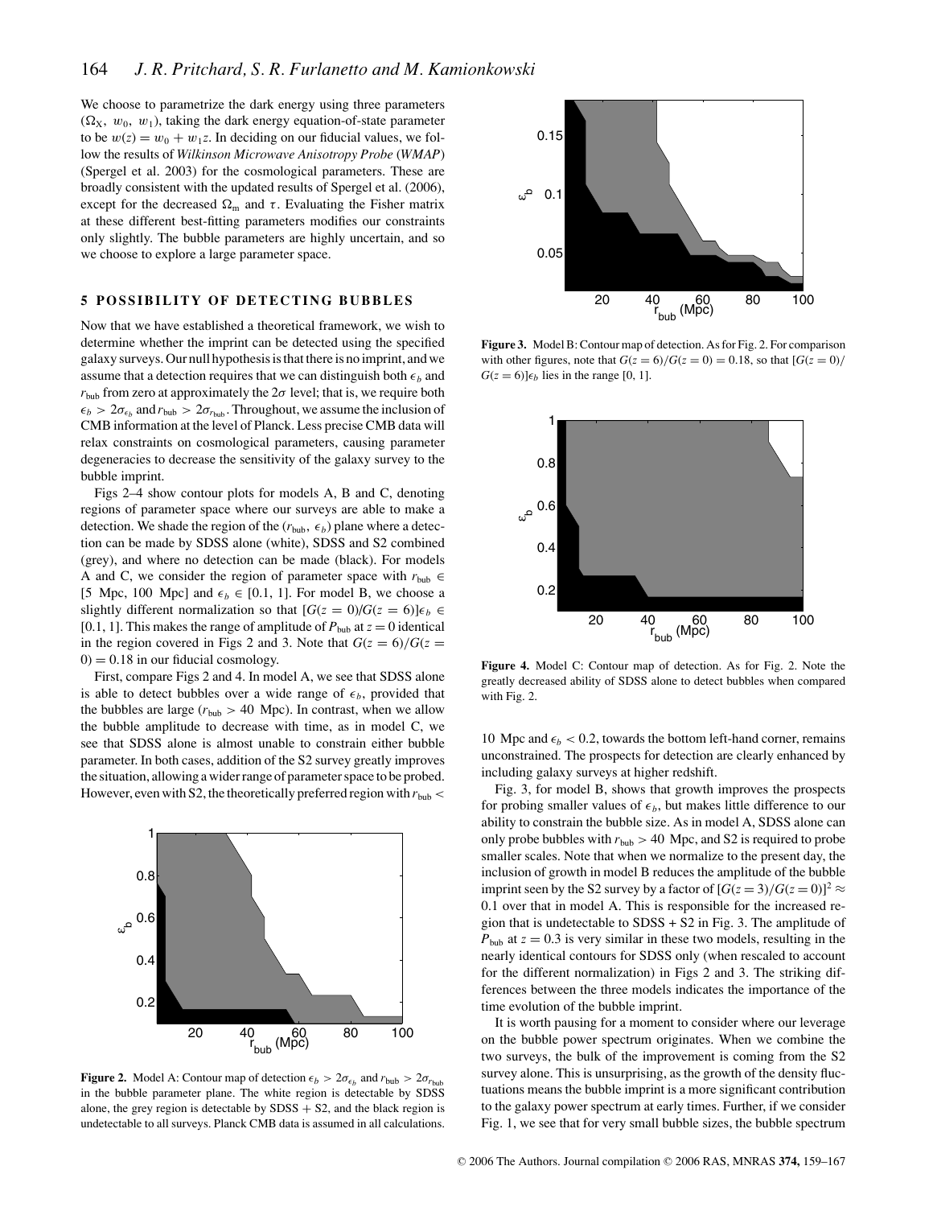We choose to parametrize the dark energy using three parameters ($\Omega_X$, $w_0$, $w_1$), taking the dark energy equation-of-state parameter to be $w(z) = w_0 + w_1 z$. In deciding on our fiducial values, we follow the results of *Wilkinson Microwave Anisotropy Probe* (*WMAP*) (Spergel et al. 2003) for the cosmological parameters. These are broadly consistent with the updated results of Spergel et al. (2006), except for the decreased $\Omega_m$ and $\tau$. Evaluating the Fisher matrix at these different best-fitting parameters modifies our constraints only slightly. The bubble parameters are highly uncertain, and so we choose to explore a large parameter space.

## 5 POSSIBILITY OF DETECTING BUBBLES

Now that we have established a theoretical framework, we wish to determine whether the imprint can be detected using the specified galaxy surveys. Our null hypothesis is that there is no imprint, and we assume that a detection requires that we can distinguish both $\epsilon_b$ and $r_{\rm bub}$ from zero at approximately the $2\sigma$ level; that is, we require both $\epsilon_b > 2\sigma_{\epsilon_b}$ and $r_{\rm bub} > 2\sigma_{r_{\rm bub}}$. Throughout, we assume the inclusion of CMB information at the level of Planck. Less precise CMB data will relax constraints on cosmological parameters, causing parameter degeneracies to decrease the sensitivity of the galaxy survey to the bubble imprint.

Figs 2–4 show contour plots for models A, B and C, denoting regions of parameter space where our surveys are able to make a detection. We shade the region of the ($r_{\rm bub}$, $\epsilon_b$) plane where a detection can be made by SDSS alone (white), SDSS and S2 combined (grey), and where no detection can be made (black). For models A and C, we consider the region of parameter space with $r_{\rm bub} \in$ [5 Mpc, 100 Mpc] and $\epsilon_b \in [0.1, 1]$. For model B, we choose a slightly different normalization so that $[G(z=0)/G(z=6)]\epsilon_b \in [0.1, 1]$. This makes the range of amplitude of $P_{\rm bub}$ at $z = 0$ identical in the region covered in Figs 2 and 3. Note that $G(z = 6)/G(z = 0) = 0.18$ in our fiducial cosmology.

First, compare Figs 2 and 4. In model A, we see that SDSS alone is able to detect bubbles over a wide range of $\epsilon_b$, provided that the bubbles are large ($r_{\rm bub} > 40$ Mpc). In contrast, when we allow the bubble amplitude to decrease with time, as in model C, we see that SDSS alone is almost unable to constrain either bubble parameter. In both cases, addition of the S2 survey greatly improves the situation, allowing a wider range of parameter space to be probed. However, even with S2, the theoretically preferred region with $r_{\rm bub} <$ 10 Mpc and $\epsilon_b < 0.2$, towards the bottom left-hand corner, remains unconstrained. The prospects for detection are clearly enhanced by including galaxy surveys at higher redshift.

$\epsilon_b$
$r_{\rm bub}$ (Mpc)
0.2 0.4 0.6 0.8 1
20 40 60 80 100

**Figure 2.** Model A: Contour map of detection $\epsilon_b > 2\sigma_{\epsilon_b}$ and $r_{\rm bub} > 2\sigma_{r_{\rm bub}}$ in the bubble parameter plane. The white region is detectable by SDSS alone, the grey region is detectable by SDSS + S2, and the black region is undetectable to all surveys. Planck CMB data is assumed in all calculations.

$\epsilon_b$
$r_{\rm bub}$ (Mpc)
0.05 0.1 0.15
20 40 60 80 100

**Figure 3.** Model B: Contour map of detection. As for Fig. 2. For comparison with other figures, note that $G(z = 6)/G(z = 0) = 0.18$, so that $[G(z = 0)/G(z = 6)]\epsilon_b$ lies in the range [0, 1].

$\epsilon_b$
$r_{\rm bub}$ (Mpc)
0.2 0.4 0.6 0.8 1
20 40 60 80 100

**Figure 4.** Model C: Contour map of detection. As for Fig. 2. Note the greatly decreased ability of SDSS alone to detect bubbles when compared with Fig. 2.

Fig. 3, for model B, shows that growth improves the prospects for probing smaller values of $\epsilon_b$, but makes little difference to our ability to constrain the bubble size. As in model A, SDSS alone can only probe bubbles with $r_{\rm bub} > 40$ Mpc, and S2 is required to probe smaller scales. Note that when we normalize to the present day, the inclusion of growth in model B reduces the amplitude of the bubble imprint seen by the S2 survey by a factor of $[G(z = 3)/G(z = 0)]^2 \approx 0.1$ over that in model A. This is responsible for the increased region that is undetectable to SDSS + S2 in Fig. 3. The amplitude of $P_{\rm bub}$ at $z = 0.3$ is very similar in these two models, resulting in the nearly identical contours for SDSS only (when rescaled to account for the different normalization) in Figs 2 and 3. The striking differences between the three models indicates the importance of the time evolution of the bubble imprint.

It is worth pausing for a moment to consider where our leverage on the bubble power spectrum originates. When we combine the two surveys, the bulk of the improvement is coming from the S2 survey alone. This is unsurprising, as the growth of the density fluctuations means the bubble imprint is a more significant contribution to the galaxy power spectrum at early times. Further, if we consider Fig. 1, we see that for very small bubble sizes, the bubble spectrum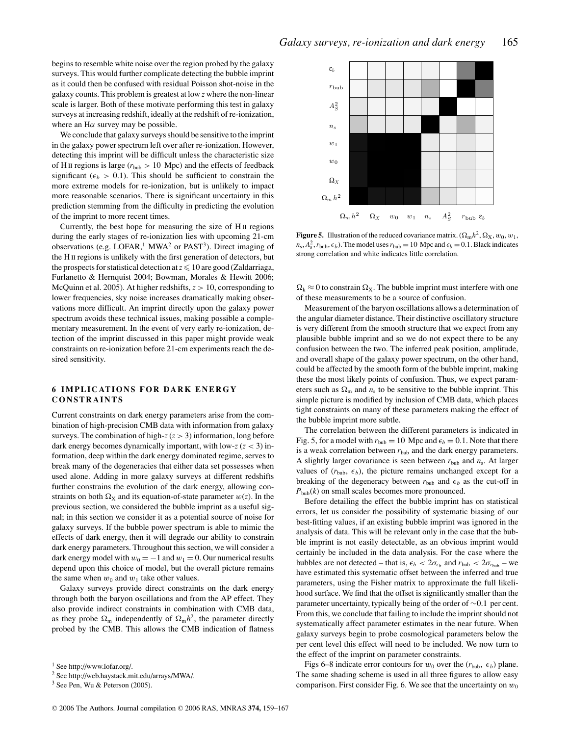begins to resemble white noise over the region probed by the galaxy surveys. This would further complicate detecting the bubble imprint as it could then be confused with residual Poisson shot-noise in the galaxy counts. This problem is greatest at low $z$ where the non-linear scale is larger. Both of these motivate performing this test in galaxy surveys at increasing redshift, ideally at the redshift of re-ionization, where an H$\alpha$ survey may be possible.

We conclude that galaxy surveys should be sensitive to the imprint in the galaxy power spectrum left over after re-ionization. However, detecting this imprint will be difficult unless the characteristic size of H II regions is large ($r_{\rm bub} > 10$ Mpc) and the effects of feedback significant ($\epsilon_b > 0.1$). This should be sufficient to constrain the more extreme models for re-ionization, but is unlikely to impact more reasonable scenarios. There is significant uncertainty in this prediction stemming from the difficulty in predicting the evolution of the imprint to more recent times.

Currently, the best hope for measuring the size of H II regions during the early stages of re-ionization lies with upcoming 21-cm observations (e.g. LOFAR,[1] MWA[2] or PAST[3]). Direct imaging of the H II regions is unlikely with the first generation of detectors, but the prospects for statistical detection at $z \leqslant 10$ are good (Zaldarriaga, Furlanetto & Hernquist 2004; Bowman, Morales & Hewitt 2006; McQuinn et al. 2005). At higher redshifts, $z > 10$, corresponding to lower frequencies, sky noise increases dramatically making observations more difficult. An imprint directly upon the galaxy power spectrum avoids these technical issues, making possible a complementary measurement. In the event of very early re-ionization, detection of the imprint discussed in this paper might provide weak constraints on re-ionization before 21-cm experiments reach the desired sensitivity.

## 6 IMPLICATIONS FOR DARK ENERGY CONSTRAINTS

Current constraints on dark energy parameters arise from the combination of high-precision CMB data with information from galaxy surveys. The combination of high-$z$ ($z > 3$) information, long before dark energy becomes dynamically important, with low-$z$ ($z < 3$) information, deep within the dark energy dominated regime, serves to break many of the degeneracies that either data set possesses when used alone. Adding in more galaxy surveys at different redshifts further constrains the evolution of the dark energy, allowing constraints on both $\Omega_X$ and its equation-of-state parameter $w(z)$. In the previous section, we considered the bubble imprint as a useful signal; in this section we consider it as a potential source of noise for galaxy surveys. If the bubble power spectrum is able to mimic the effects of dark energy, then it will degrade our ability to constrain dark energy parameters. Throughout this section, we will consider a dark energy model with $w_0 = -1$ and $w_1 = 0$. Our numerical results depend upon this choice of model, but the overall picture remains the same when $w_0$ and $w_1$ take other values.

Galaxy surveys provide direct constraints on the dark energy through both the baryon oscillations and from the AP effect. They also provide indirect constraints in combination with CMB data, as they probe $\Omega_m$ independently of $\Omega_m h^2$, the parameter directly probed by the CMB. This allows the CMB indication of flatness $\Omega_k \approx 0$ to constrain $\Omega_X$. The bubble imprint must interfere with one of these measurements to be a source of confusion.

$\epsilon_b$
$r_{\rm bub}$
$A_S^2$
$n_s$
$w_1$
$w_0$
$\Omega_X$
$\Omega_m h^2$
$\Omega_m h^2$ $\Omega_X$ $w_0$ $w_1$ $n_s$ $A_S^2$ $r_{\rm bub}$ $\epsilon_b$

**Figure 5.** Illustration of the reduced covariance matrix. ($\Omega_m h^2$, $\Omega_X$, $w_0$, $w_1$, $n_s$, $A_s^2$, $r_{\rm bub}$, $\epsilon_b$). The model uses $r_{\rm bub} = 10$ Mpc and $\epsilon_b = 0.1$. Black indicates strong correlation and white indicates little correlation.

Measurement of the baryon oscillations allows a determination of the angular diameter distance. Their distinctive oscillatory structure is very different from the smooth structure that we expect from any plausible bubble imprint and so we do not expect there to be any confusion between the two. The inferred peak position, amplitude, and overall shape of the galaxy power spectrum, on the other hand, could be affected by the smooth form of the bubble imprint, making these the most likely points of confusion. Thus, we expect parameters such as $\Omega_m$ and $n_s$ to be sensitive to the bubble imprint. This simple picture is modified by inclusion of CMB data, which places tight constraints on many of these parameters making the effect of the bubble imprint more subtle.

The correlation between the different parameters is indicated in Fig. 5, for a model with $r_{\rm bub} = 10$ Mpc and $\epsilon_b = 0.1$. Note that there is a weak correlation between $r_{\rm bub}$ and the dark energy parameters. A slightly larger covariance is seen between $r_{\rm bub}$ and $n_s$. At larger values of ($r_{\rm bub}$, $\epsilon_b$), the picture remains unchanged except for a breaking of the degeneracy between $r_{\rm bub}$ and $\epsilon_b$ as the cut-off in $P_{\rm bub}(k)$ on small scales becomes more pronounced.

Before detailing the effect the bubble imprint has on statistical errors, let us consider the possibility of systematic biasing of our best-fitting values, if an existing bubble imprint was ignored in the analysis of data. This will be relevant only in the case that the bubble imprint is not easily detectable, as an obvious imprint would certainly be included in the data analysis. For the case where the bubbles are not detected – that is, $\epsilon_b < 2\sigma_{\epsilon_b}$ and $r_{\rm bub} < 2\sigma_{r_{\rm bub}}$ – we have estimated this systematic offset between the inferred and true parameters, using the Fisher matrix to approximate the full likelihood surface. We find that the offset is significantly smaller than the parameter uncertainty, typically being of the order of $\sim$0.1 per cent. From this, we conclude that failing to include the imprint should not systematically affect parameter estimates in the near future. When galaxy surveys begin to probe cosmological parameters below the per cent level this effect will need to be included. We now turn to the effect of the imprint on parameter constraints.

Figs 6–8 indicate error contours for $w_0$ over the ($r_{\rm bub}$, $\epsilon_b$) plane. The same shading scheme is used in all three figures to allow easy comparison. First consider Fig. 6. We see that the uncertainty on $w_0$

[1] See http://www.lofar.org/.

[2] See http://web.haystack.mit.edu/arrays/MWA/.

[3] See Pen, Wu & Peterson (2005).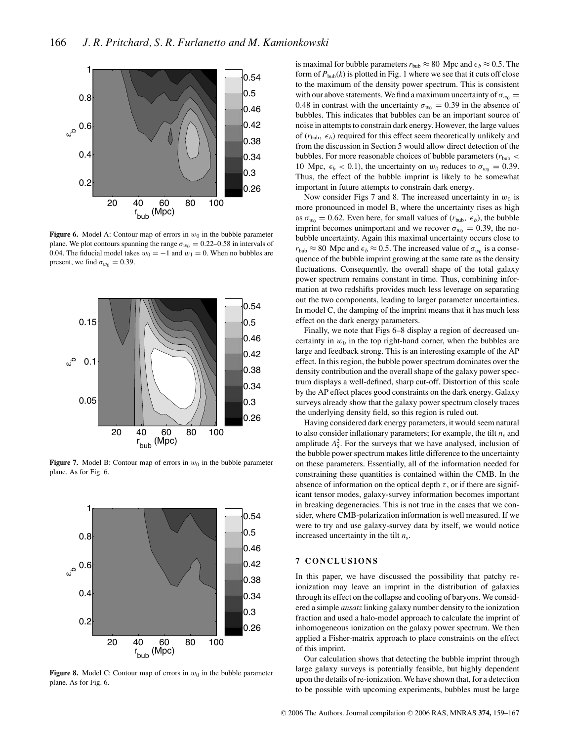1
0.8
0.6
$\epsilon_b$
0.4
0.2
20 40 60 80 100
$r_{bub}$ (Mpc)
0.54
0.5
0.46
0.42
0.38
0.34
0.3
0.26

**Figure 6.** Model A: Contour map of errors in $w_0$ in the bubble parameter plane. We plot contours spanning the range $\sigma_{w_0} = 0.22$–$0.58$ in intervals of 0.04. The fiducial model takes $w_0 = -1$ and $w_1 = 0$. When no bubbles are present, we find $\sigma_{w_0} = 0.39$.

0.15
0.1
$\epsilon_b$
0.05
20 40 60 80 100
$r_{bub}$ (Mpc)
0.54
0.5
0.46
0.42
0.38
0.34
0.3
0.26

**Figure 7.** Model B: Contour map of errors in $w_0$ in the bubble parameter plane. As for Fig. 6.

1
0.8
0.6
$\epsilon_b$
0.4
0.2
20 40 60 80 100
$r_{bub}$ (Mpc)
0.54
0.5
0.46
0.42
0.38
0.34
0.3
0.26

**Figure 8.** Model C: Contour map of errors in $w_0$ in the bubble parameter plane. As for Fig. 6.

is maximal for bubble parameters $r_{\rm bub} \approx 80$ Mpc and $\epsilon_b \approx 0.5$. The form of $P_{\rm bub}(k)$ is plotted in Fig. 1 where we see that it cuts off close to the maximum of the density power spectrum. This is consistent with our above statements. We find a maximum uncertainty of $\sigma_{w_0} = 0.48$ in contrast with the uncertainty $\sigma_{w_0} = 0.39$ in the absence of bubbles. This indicates that bubbles can be an important source of noise in attempts to constrain dark energy. However, the large values of $(r_{\rm bub}, \epsilon_b)$ required for this effect seem theoretically unlikely and from the discussion in Section 5 would allow direct detection of the bubbles. For more reasonable choices of bubble parameters ($r_{\rm bub} < 10$ Mpc, $\epsilon_b < 0.1$), the uncertainty on $w_0$ reduces to $\sigma_{w_0} = 0.39$. Thus, the effect of the bubble imprint is likely to be somewhat important in future attempts to constrain dark energy.

Now consider Figs 7 and 8. The increased uncertainty in $w_0$ is more pronounced in model B, where the uncertainty rises as high as $\sigma_{w_0} = 0.62$. Even here, for small values of $(r_{\rm bub}, \epsilon_b)$, the bubble imprint becomes unimportant and we recover $\sigma_{w_0} = 0.39$, the no-bubble uncertainty. Again this maximal uncertainty occurs close to $r_{\rm bub} \approx 80$ Mpc and $\epsilon_b \approx 0.5$. The increased value of $\sigma_{w_0}$ is a consequence of the bubble imprint growing at the same rate as the density fluctuations. Consequently, the overall shape of the total galaxy power spectrum remains constant in time. Thus, combining information at two redshifts provides much less leverage on separating out the two components, leading to larger parameter uncertainties. In model C, the damping of the imprint means that it has much less effect on the dark energy parameters.

Finally, we note that Figs 6–8 display a region of decreased uncertainty in $w_0$ in the top right-hand corner, when the bubbles are large and feedback strong. This is an interesting example of the AP effect. In this region, the bubble power spectrum dominates over the density contribution and the overall shape of the galaxy power spectrum displays a well-defined, sharp cut-off. Distortion of this scale by the AP effect places good constraints on the dark energy. Galaxy surveys already show that the galaxy power spectrum closely traces the underlying density field, so this region is ruled out.

Having considered dark energy parameters, it would seem natural to also consider inflationary parameters; for example, the tilt $n_s$ and amplitude $A_S^2$. For the surveys that we have analysed, inclusion of the bubble power spectrum makes little difference to the uncertainty on these parameters. Essentially, all of the information needed for constraining these quantities is contained within the CMB. In the absence of information on the optical depth $\tau$, or if there are significant tensor modes, galaxy-survey information becomes important in breaking degeneracies. This is not true in the cases that we consider, where CMB-polarization information is well measured. If we were to try and use galaxy-survey data by itself, we would notice increased uncertainty in the tilt $n_s$.

## 7 CONCLUSIONS

In this paper, we have discussed the possibility that patchy reionization may leave an imprint in the distribution of galaxies through its effect on the collapse and cooling of baryons. We considered a simple *ansatz* linking galaxy number density to the ionization fraction and used a halo-model approach to calculate the imprint of inhomogeneous ionization on the galaxy power spectrum. We then applied a Fisher-matrix approach to place constraints on the effect of this imprint.

Our calculation shows that detecting the bubble imprint through large galaxy surveys is potentially feasible, but highly dependent upon the details of re-ionization. We have shown that, for a detection to be possible with upcoming experiments, bubbles must be large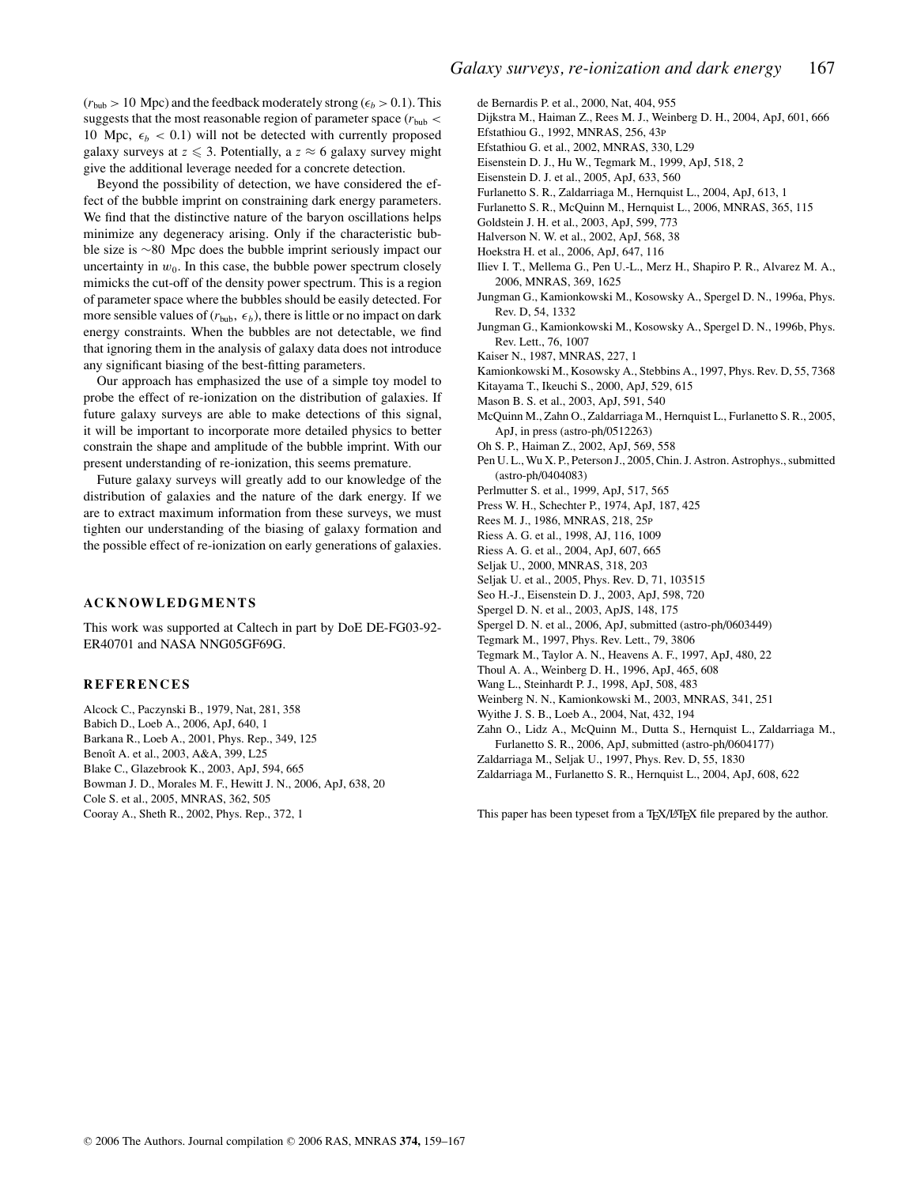($r_{\rm bub} > 10$ Mpc) and the feedback moderately strong ($\epsilon_b > 0.1$). This suggests that the most reasonable region of parameter space ($r_{\rm bub} < 10$ Mpc, $\epsilon_b < 0.1$) will not be detected with currently proposed galaxy surveys at $z \leqslant 3$. Potentially, a $z \approx 6$ galaxy survey might give the additional leverage needed for a concrete detection.

Beyond the possibility of detection, we have considered the effect of the bubble imprint on constraining dark energy parameters. We find that the distinctive nature of the baryon oscillations helps minimize any degeneracy arising. Only if the characteristic bubble size is $\sim$80 Mpc does the bubble imprint seriously impact our uncertainty in $w_0$. In this case, the bubble power spectrum closely mimicks the cut-off of the density power spectrum. This is a region of parameter space where the bubbles should be easily detected. For more sensible values of ($r_{\rm bub}$, $\epsilon_b$), there is little or no impact on dark energy constraints. When the bubbles are not detectable, we find that ignoring them in the analysis of galaxy data does not introduce any significant biasing of the best-fitting parameters.

Our approach has emphasized the use of a simple toy model to probe the effect of re-ionization on the distribution of galaxies. If future galaxy surveys are able to make detections of this signal, it will be important to incorporate more detailed physics to better constrain the shape and amplitude of the bubble imprint. With our present understanding of re-ionization, this seems premature.

Future galaxy surveys will greatly add to our knowledge of the distribution of galaxies and the nature of the dark energy. If we are to extract maximum information from these surveys, we must tighten our understanding of the biasing of galaxy formation and the possible effect of re-ionization on early generations of galaxies.

## ACKNOWLEDGMENTS

This work was supported at Caltech in part by DoE DE-FG03-92-ER40701 and NASA NNG05GF69G.

## REFERENCES

Alcock C., Paczynski B., 1979, Nat, 281, 358
Babich D., Loeb A., 2006, ApJ, 640, 1
Barkana R., Loeb A., 2001, Phys. Rep., 349, 125
Benoît A. et al., 2003, A&A, 399, L25
Blake C., Glazebrook K., 2003, ApJ, 594, 665
Bowman J. D., Morales M. F., Hewitt J. N., 2006, ApJ, 638, 20
Cole S. et al., 2005, MNRAS, 362, 505
Cooray A., Sheth R., 2002, Phys. Rep., 372, 1
de Bernardis P. et al., 2000, Nat, 404, 955
Dijkstra M., Haiman Z., Rees M. J., Weinberg D. H., 2004, ApJ, 601, 666
Efstathiou G., 1992, MNRAS, 256, 43P
Efstathiou G. et al., 2002, MNRAS, 330, L29
Eisenstein D. J., Hu W., Tegmark M., 1999, ApJ, 518, 2
Eisenstein D. J. et al., 2005, ApJ, 633, 560
Furlanetto S. R., Zaldarriaga M., Hernquist L., 2004, ApJ, 613, 1
Furlanetto S. R., McQuinn M., Hernquist L., 2006, MNRAS, 365, 115
Goldstein J. H. et al., 2003, ApJ, 599, 773
Halverson N. W. et al., 2002, ApJ, 568, 38
Hoekstra H. et al., 2006, ApJ, 647, 116
Iliev I. T., Mellema G., Pen U.-L., Merz H., Shapiro P. R., Alvarez M. A., 2006, MNRAS, 369, 1625
Jungman G., Kamionkowski M., Kosowsky A., Spergel D. N., 1996a, Phys. Rev. D, 54, 1332
Jungman G., Kamionkowski M., Kosowsky A., Spergel D. N., 1996b, Phys. Rev. Lett., 76, 1007
Kaiser N., 1987, MNRAS, 227, 1
Kamionkowski M., Kosowsky A., Stebbins A., 1997, Phys. Rev. D, 55, 7368
Kitayama T., Ikeuchi S., 2000, ApJ, 529, 615
Mason B. S. et al., 2003, ApJ, 591, 540
McQuinn M., Zahn O., Zaldarriaga M., Hernquist L., Furlanetto S. R., 2005, ApJ, in press (astro-ph/0512263)
Oh S. P., Haiman Z., 2002, ApJ, 569, 558
Pen U. L., Wu X. P., Peterson J., 2005, Chin. J. Astron. Astrophys., submitted (astro-ph/0404083)
Perlmutter S. et al., 1999, ApJ, 517, 565
Press W. H., Schechter P., 1974, ApJ, 187, 425
Rees M. J., 1986, MNRAS, 218, 25P
Riess A. G. et al., 1998, AJ, 116, 1009
Riess A. G. et al., 2004, ApJ, 607, 665
Seljak U., 2000, MNRAS, 318, 203
Seljak U. et al., 2005, Phys. Rev. D, 71, 103515
Seo H.-J., Eisenstein D. J., 2003, ApJ, 598, 720
Spergel D. N. et al., 2003, ApJS, 148, 175
Spergel D. N. et al., 2006, ApJ, submitted (astro-ph/0603449)
Tegmark M., 1997, Phys. Rev. Lett., 79, 3806
Tegmark M., Taylor A. N., Heavens A. F., 1997, ApJ, 480, 22
Thoul A. A., Weinberg D. H., 1996, ApJ, 465, 608
Wang L., Steinhardt P. J., 1998, ApJ, 508, 483
Weinberg N. N., Kamionkowski M., 2003, MNRAS, 341, 251
Wyithe J. S. B., Loeb A., 2004, Nat, 432, 194
Zahn O., Lidz A., McQuinn M., Dutta S., Hernquist L., Zaldarriaga M., Furlanetto S. R., 2006, ApJ, submitted (astro-ph/0604177)
Zaldarriaga M., Seljak U., 1997, Phys. Rev. D, 55, 1830
Zaldarriaga M., Furlanetto S. R., Hernquist L., 2004, ApJ, 608, 622

This paper has been typeset from a TEX/LATEX file prepared by the author.